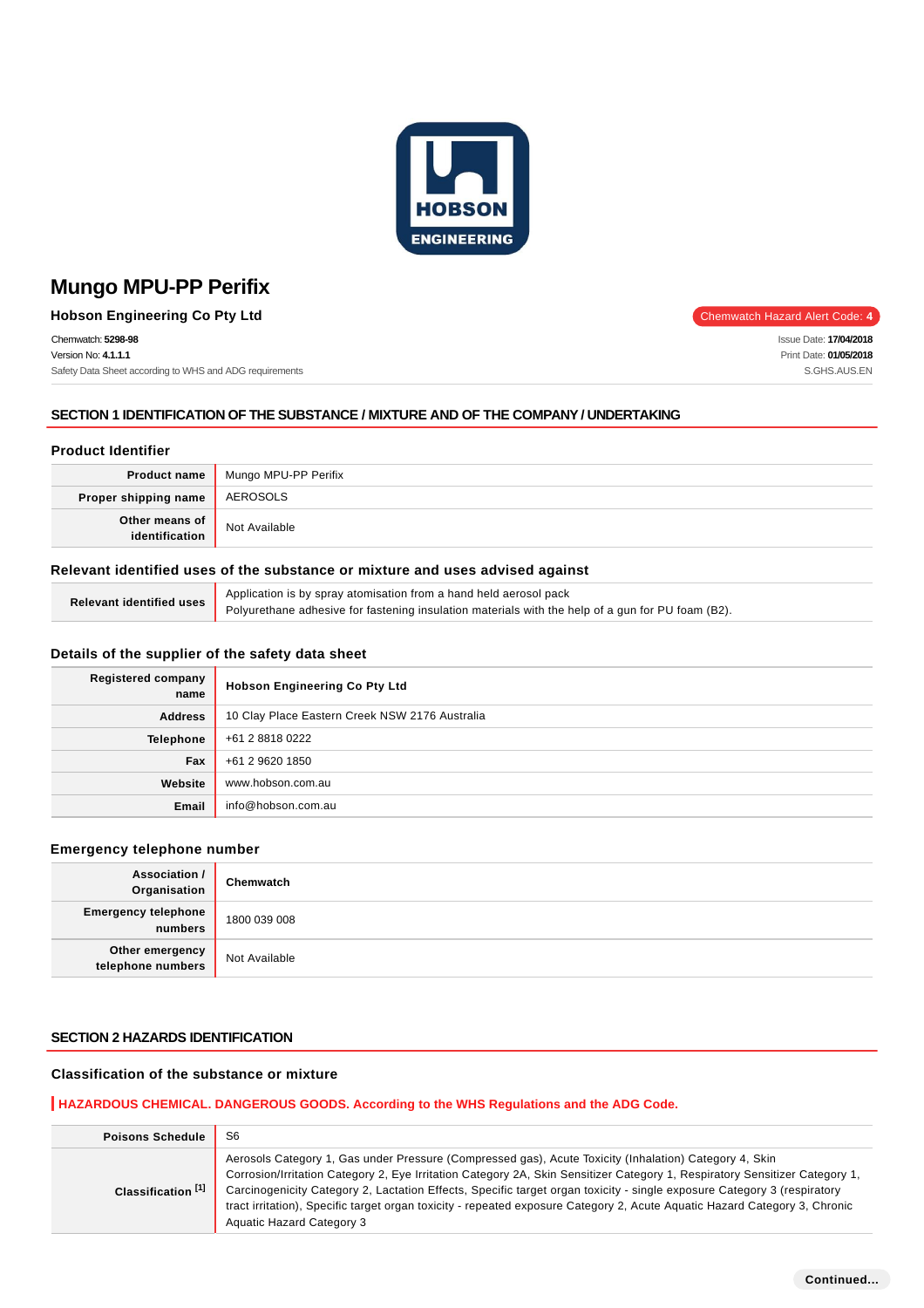# Mungo MPU-PP Perifix

**Hobson Engineering Co Pty Ltd**

Chemwatch Hazard Alert Code: **4**

Chemwatch: **5298-98**
Version No: **4.1.1.1**
Safety Data Sheet according to WHS and ADG requirements

Issue Date: **17/04/2018**
Print Date: **01/05/2018**
S.GHS.AUS.EN

## SECTION 1 IDENTIFICATION OF THE SUBSTANCE / MIXTURE AND OF THE COMPANY / UNDERTAKING

### Product Identifier

| | |
|---|---|
| **Product name** | Mungo MPU-PP Perifix |
| **Proper shipping name** | AEROSOLS |
| **Other means of identification** | Not Available |

### Relevant identified uses of the substance or mixture and uses advised against

| | |
|---|---|
| **Relevant identified uses** | Application is by spray atomisation from a hand held aerosol pack<br>Polyurethane adhesive for fastening insulation materials with the help of a gun for PU foam (B2). |

### Details of the supplier of the safety data sheet

| | |
|---|---|
| **Registered company name** | **Hobson Engineering Co Pty Ltd** |
| **Address** | 10 Clay Place Eastern Creek NSW 2176 Australia |
| **Telephone** | +61 2 8818 0222 |
| **Fax** | +61 2 9620 1850 |
| **Website** | www.hobson.com.au |
| **Email** | info@hobson.com.au |

### Emergency telephone number

| | |
|---|---|
| **Association / Organisation** | **Chemwatch** |
| **Emergency telephone numbers** | 1800 039 008 |
| **Other emergency telephone numbers** | Not Available |

## SECTION 2 HAZARDS IDENTIFICATION

### Classification of the substance or mixture

**HAZARDOUS CHEMICAL. DANGEROUS GOODS. According to the WHS Regulations and the ADG Code.**

| | |
|---|---|
| **Poisons Schedule** | S6 |
| **Classification [1]** | Aerosols Category 1, Gas under Pressure (Compressed gas), Acute Toxicity (Inhalation) Category 4, Skin Corrosion/Irritation Category 2, Eye Irritation Category 2A, Skin Sensitizer Category 1, Respiratory Sensitizer Category 1, Carcinogenicity Category 2, Lactation Effects, Specific target organ toxicity - single exposure Category 3 (respiratory tract irritation), Specific target organ toxicity - repeated exposure Category 2, Acute Aquatic Hazard Category 3, Chronic Aquatic Hazard Category 3 |

Continued...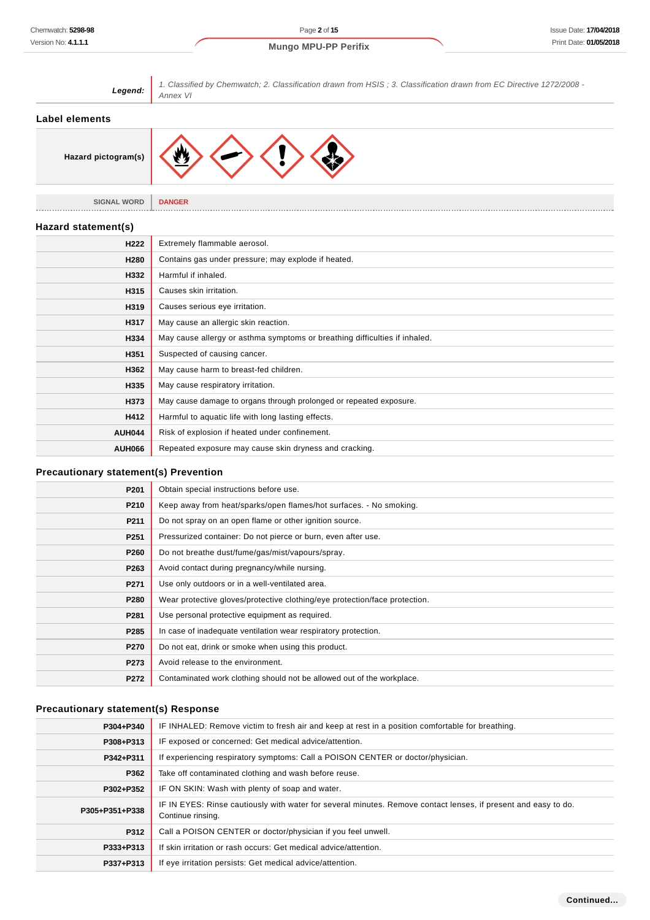| **Legend:** | *1. Classified by Chemwatch; 2. Classification drawn from HSIS ; 3. Classification drawn from EC Directive 1272/2008 - Annex VI* |
|---|---|

## Label elements

| **Hazard pictogram(s)** | |
|---|---|
| SIGNAL WORD | **DANGER** |

## Hazard statement(s)

| | |
|---|---|
| **H222** | Extremely flammable aerosol. |
| **H280** | Contains gas under pressure; may explode if heated. |
| **H332** | Harmful if inhaled. |
| **H315** | Causes skin irritation. |
| **H319** | Causes serious eye irritation. |
| **H317** | May cause an allergic skin reaction. |
| **H334** | May cause allergy or asthma symptoms or breathing difficulties if inhaled. |
| **H351** | Suspected of causing cancer. |
| **H362** | May cause harm to breast-fed children. |
| **H335** | May cause respiratory irritation. |
| **H373** | May cause damage to organs through prolonged or repeated exposure. |
| **H412** | Harmful to aquatic life with long lasting effects. |
| **AUH044** | Risk of explosion if heated under confinement. |
| **AUH066** | Repeated exposure may cause skin dryness and cracking. |

## Precautionary statement(s) Prevention

| | |
|---|---|
| **P201** | Obtain special instructions before use. |
| **P210** | Keep away from heat/sparks/open flames/hot surfaces. - No smoking. |
| **P211** | Do not spray on an open flame or other ignition source. |
| **P251** | Pressurized container: Do not pierce or burn, even after use. |
| **P260** | Do not breathe dust/fume/gas/mist/vapours/spray. |
| **P263** | Avoid contact during pregnancy/while nursing. |
| **P271** | Use only outdoors or in a well-ventilated area. |
| **P280** | Wear protective gloves/protective clothing/eye protection/face protection. |
| **P281** | Use personal protective equipment as required. |
| **P285** | In case of inadequate ventilation wear respiratory protection. |
| **P270** | Do not eat, drink or smoke when using this product. |
| **P273** | Avoid release to the environment. |
| **P272** | Contaminated work clothing should not be allowed out of the workplace. |

## Precautionary statement(s) Response

| | |
|---|---|
| **P304+P340** | IF INHALED: Remove victim to fresh air and keep at rest in a position comfortable for breathing. |
| **P308+P313** | IF exposed or concerned: Get medical advice/attention. |
| **P342+P311** | If experiencing respiratory symptoms: Call a POISON CENTER or doctor/physician. |
| **P362** | Take off contaminated clothing and wash before reuse. |
| **P302+P352** | IF ON SKIN: Wash with plenty of soap and water. |
| **P305+P351+P338** | IF IN EYES: Rinse cautiously with water for several minutes. Remove contact lenses, if present and easy to do. Continue rinsing. |
| **P312** | Call a POISON CENTER or doctor/physician if you feel unwell. |
| **P333+P313** | If skin irritation or rash occurs: Get medical advice/attention. |
| **P337+P313** | If eye irritation persists: Get medical advice/attention. |

**Continued...**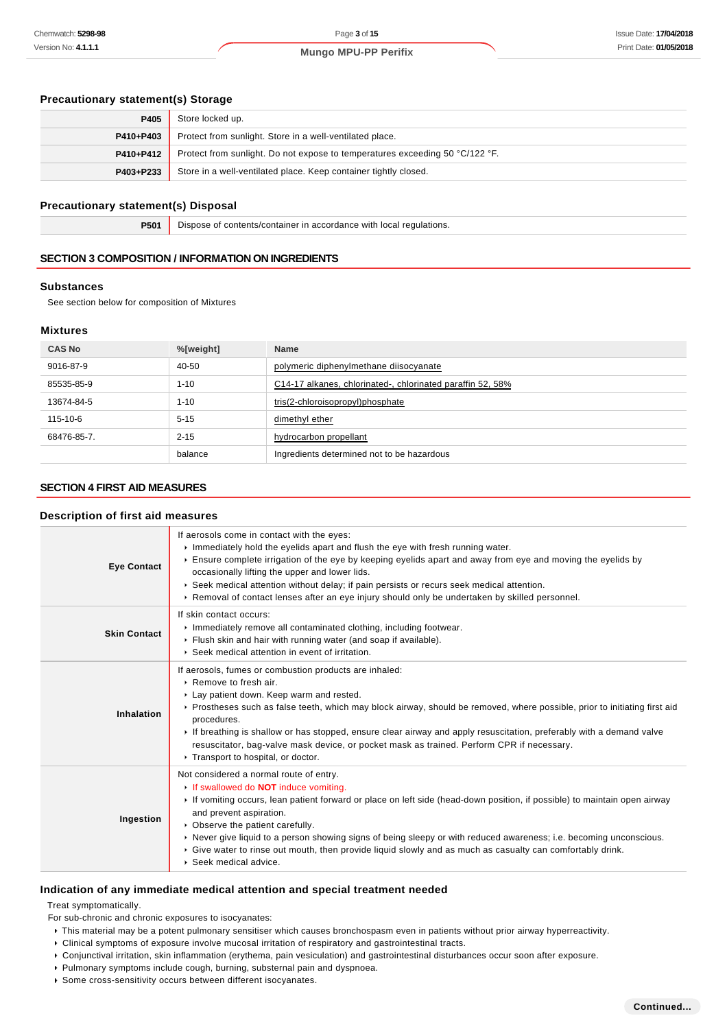### Precautionary statement(s) Storage

| | |
|---|---|
| **P405** | Store locked up. |
| **P410+P403** | Protect from sunlight. Store in a well-ventilated place. |
| **P410+P412** | Protect from sunlight. Do not expose to temperatures exceeding 50 °C/122 °F. |
| **P403+P233** | Store in a well-ventilated place. Keep container tightly closed. |

### Precautionary statement(s) Disposal

| | |
|---|---|
| **P501** | Dispose of contents/container in accordance with local regulations. |

## SECTION 3 COMPOSITION / INFORMATION ON INGREDIENTS

### Substances

See section below for composition of Mixtures

### Mixtures

| CAS No | %[weight] | Name |
|---|---|---|
| 9016-87-9 | 40-50 | polymeric diphenylmethane diisocyanate |
| 85535-85-9 | 1-10 | C14-17 alkanes, chlorinated-, chlorinated paraffin 52, 58% |
| 13674-84-5 | 1-10 | tris(2-chloroisopropyl)phosphate |
| 115-10-6 | 5-15 | dimethyl ether |
| 68476-85-7. | 2-15 | hydrocarbon propellant |
| | balance | Ingredients determined not to be hazardous |

## SECTION 4 FIRST AID MEASURES

### Description of first aid measures

| | |
|---|---|
| **Eye Contact** | If aerosols come in contact with the eyes:<br>▸ Immediately hold the eyelids apart and flush the eye with fresh running water.<br>▸ Ensure complete irrigation of the eye by keeping eyelids apart and away from eye and moving the eyelids by occasionally lifting the upper and lower lids.<br>▸ Seek medical attention without delay; if pain persists or recurs seek medical attention.<br>▸ Removal of contact lenses after an eye injury should only be undertaken by skilled personnel. |
| **Skin Contact** | If skin contact occurs:<br>▸ Immediately remove all contaminated clothing, including footwear.<br>▸ Flush skin and hair with running water (and soap if available).<br>▸ Seek medical attention in event of irritation. |
| **Inhalation** | If aerosols, fumes or combustion products are inhaled:<br>▸ Remove to fresh air.<br>▸ Lay patient down. Keep warm and rested.<br>▸ Prostheses such as false teeth, which may block airway, should be removed, where possible, prior to initiating first aid procedures.<br>▸ If breathing is shallow or has stopped, ensure clear airway and apply resuscitation, preferably with a demand valve resuscitator, bag-valve mask device, or pocket mask as trained. Perform CPR if necessary.<br>▸ Transport to hospital, or doctor. |
| **Ingestion** | Not considered a normal route of entry.<br>▸ If swallowed do **NOT** induce vomiting.<br>▸ If vomiting occurs, lean patient forward or place on left side (head-down position, if possible) to maintain open airway and prevent aspiration.<br>▸ Observe the patient carefully.<br>▸ Never give liquid to a person showing signs of being sleepy or with reduced awareness; i.e. becoming unconscious.<br>▸ Give water to rinse out mouth, then provide liquid slowly and as much as casualty can comfortably drink.<br>▸ Seek medical advice. |

### Indication of any immediate medical attention and special treatment needed

Treat symptomatically.
For sub-chronic and chronic exposures to isocyanates:

- This material may be a potent pulmonary sensitiser which causes bronchospasm even in patients without prior airway hyperreactivity.
- Clinical symptoms of exposure involve mucosal irritation of respiratory and gastrointestinal tracts.
- Conjunctival irritation, skin inflammation (erythema, pain vesiculation) and gastrointestinal disturbances occur soon after exposure.
- Pulmonary symptoms include cough, burning, substernal pain and dyspnoea.
- Some cross-sensitivity occurs between different isocyanates.

**Continued...**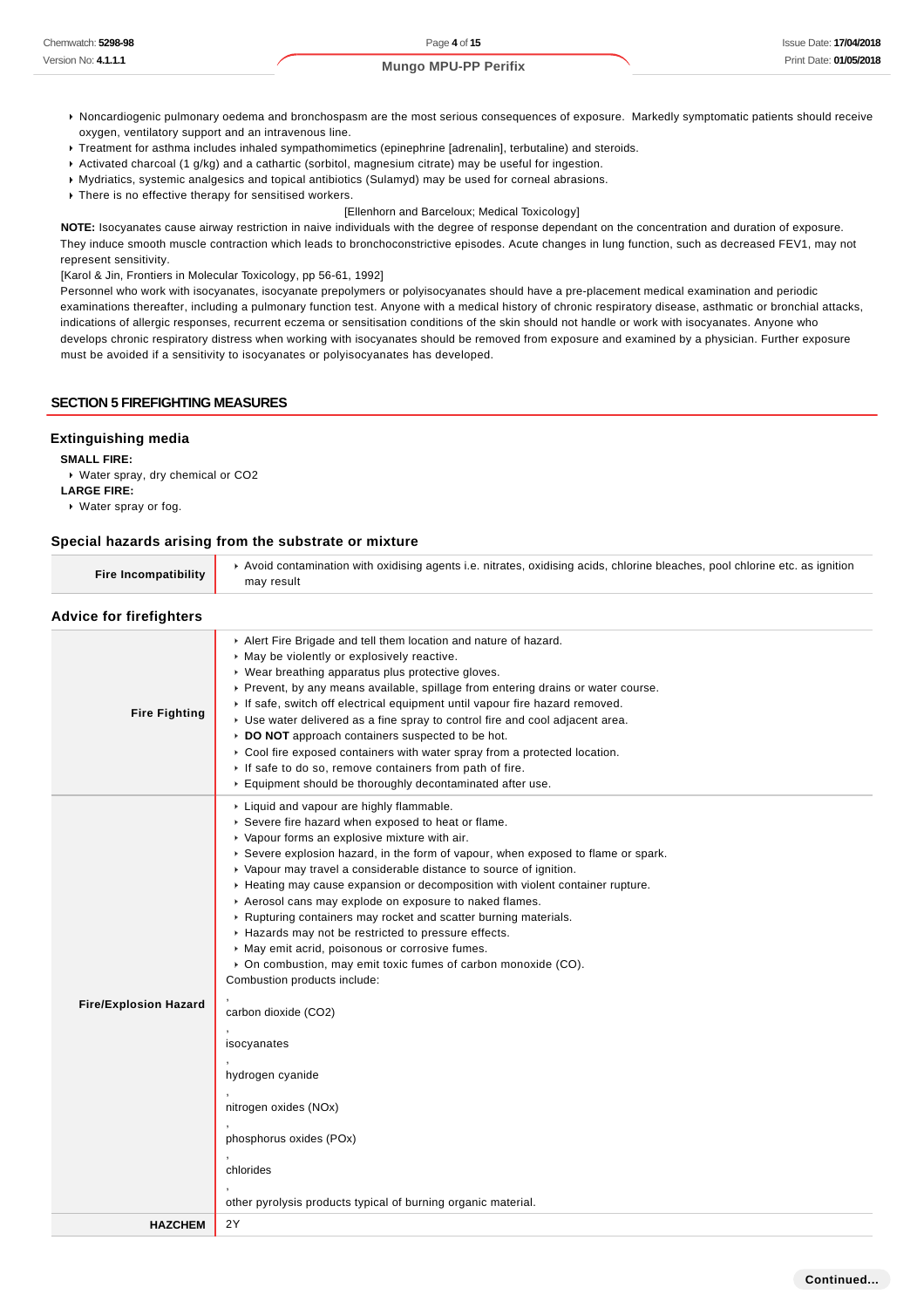- Noncardiogenic pulmonary oedema and bronchospasm are the most serious consequences of exposure. Markedly symptomatic patients should receive oxygen, ventilatory support and an intravenous line.
- Treatment for asthma includes inhaled sympathomimetics (epinephrine [adrenalin], terbutaline) and steroids.
- Activated charcoal (1 g/kg) and a cathartic (sorbitol, magnesium citrate) may be useful for ingestion.
- Mydriatics, systemic analgesics and topical antibiotics (Sulamyd) may be used for corneal abrasions.
- There is no effective therapy for sensitised workers.

[Ellenhorn and Barceloux; Medical Toxicology]

**NOTE:** Isocyanates cause airway restriction in naive individuals with the degree of response dependant on the concentration and duration of exposure. They induce smooth muscle contraction which leads to bronchoconstrictive episodes. Acute changes in lung function, such as decreased FEV1, may not represent sensitivity.

[Karol & Jin, Frontiers in Molecular Toxicology, pp 56-61, 1992]

Personnel who work with isocyanates, isocyanate prepolymers or polyisocyanates should have a pre-placement medical examination and periodic examinations thereafter, including a pulmonary function test. Anyone with a medical history of chronic respiratory disease, asthmatic or bronchial attacks, indications of allergic responses, recurrent eczema or sensitisation conditions of the skin should not handle or work with isocyanates. Anyone who develops chronic respiratory distress when working with isocyanates should be removed from exposure and examined by a physician. Further exposure must be avoided if a sensitivity to isocyanates or polyisocyanates has developed.

## SECTION 5 FIREFIGHTING MEASURES

### Extinguishing media

**SMALL FIRE:**
- Water spray, dry chemical or CO2

**LARGE FIRE:**
- Water spray or fog.

### Special hazards arising from the substrate or mixture

| | |
|---|---|
| **Fire Incompatibility** | Avoid contamination with oxidising agents i.e. nitrates, oxidising acids, chlorine bleaches, pool chlorine etc. as ignition may result |

### Advice for firefighters

| | |
|---|---|
| **Fire Fighting** | Alert Fire Brigade and tell them location and nature of hazard.<br>May be violently or explosively reactive.<br>Wear breathing apparatus plus protective gloves.<br>Prevent, by any means available, spillage from entering drains or water course.<br>If safe, switch off electrical equipment until vapour fire hazard removed.<br>Use water delivered as a fine spray to control fire and cool adjacent area.<br>**DO NOT** approach containers suspected to be hot.<br>Cool fire exposed containers with water spray from a protected location.<br>If safe to do so, remove containers from path of fire.<br>Equipment should be thoroughly decontaminated after use. |
| **Fire/Explosion Hazard** | Liquid and vapour are highly flammable.<br>Severe fire hazard when exposed to heat or flame.<br>Vapour forms an explosive mixture with air.<br>Severe explosion hazard, in the form of vapour, when exposed to flame or spark.<br>Vapour may travel a considerable distance to source of ignition.<br>Heating may cause expansion or decomposition with violent container rupture.<br>Aerosol cans may explode on exposure to naked flames.<br>Rupturing containers may rocket and scatter burning materials.<br>Hazards may not be restricted to pressure effects.<br>May emit acrid, poisonous or corrosive fumes.<br>On combustion, may emit toxic fumes of carbon monoxide (CO).<br>Combustion products include:<br>,<br>carbon dioxide (CO2)<br>,<br>isocyanates<br>,<br>hydrogen cyanide<br>,<br>nitrogen oxides (NOx)<br>,<br>phosphorus oxides (POx)<br>,<br>chlorides<br>,<br>other pyrolysis products typical of burning organic material. |
| **HAZCHEM** | 2Y |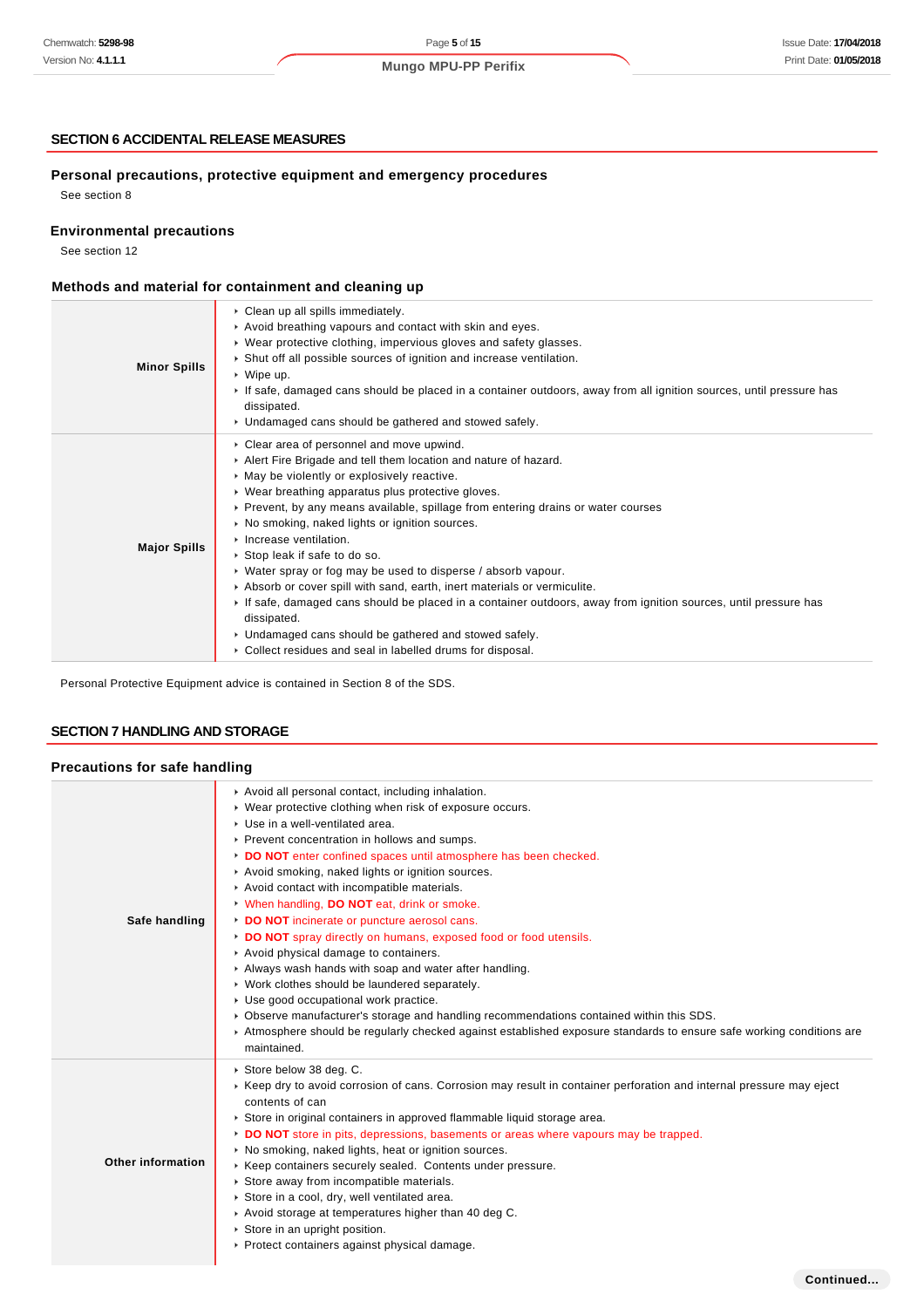## SECTION 6 ACCIDENTAL RELEASE MEASURES

### Personal precautions, protective equipment and emergency procedures

See section 8

### Environmental precautions

See section 12

### Methods and material for containment and cleaning up

| | |
|---|---|
| **Minor Spills** | ▸ Clean up all spills immediately.<br>▸ Avoid breathing vapours and contact with skin and eyes.<br>▸ Wear protective clothing, impervious gloves and safety glasses.<br>▸ Shut off all possible sources of ignition and increase ventilation.<br>▸ Wipe up.<br>▸ If safe, damaged cans should be placed in a container outdoors, away from all ignition sources, until pressure has dissipated.<br>▸ Undamaged cans should be gathered and stowed safely. |
| **Major Spills** | ▸ Clear area of personnel and move upwind.<br>▸ Alert Fire Brigade and tell them location and nature of hazard.<br>▸ May be violently or explosively reactive.<br>▸ Wear breathing apparatus plus protective gloves.<br>▸ Prevent, by any means available, spillage from entering drains or water courses<br>▸ No smoking, naked lights or ignition sources.<br>▸ Increase ventilation.<br>▸ Stop leak if safe to do so.<br>▸ Water spray or fog may be used to disperse / absorb vapour.<br>▸ Absorb or cover spill with sand, earth, inert materials or vermiculite.<br>▸ If safe, damaged cans should be placed in a container outdoors, away from ignition sources, until pressure has dissipated.<br>▸ Undamaged cans should be gathered and stowed safely.<br>▸ Collect residues and seal in labelled drums for disposal. |

Personal Protective Equipment advice is contained in Section 8 of the SDS.

## SECTION 7 HANDLING AND STORAGE

### Precautions for safe handling

| | |
|---|---|
| **Safe handling** | ▸ Avoid all personal contact, including inhalation.<br>▸ Wear protective clothing when risk of exposure occurs.<br>▸ Use in a well-ventilated area.<br>▸ Prevent concentration in hollows and sumps.<br>▸ **DO NOT** enter confined spaces until atmosphere has been checked.<br>▸ Avoid smoking, naked lights or ignition sources.<br>▸ Avoid contact with incompatible materials.<br>▸ When handling, **DO NOT** eat, drink or smoke.<br>▸ **DO NOT** incinerate or puncture aerosol cans.<br>▸ **DO NOT** spray directly on humans, exposed food or food utensils.<br>▸ Avoid physical damage to containers.<br>▸ Always wash hands with soap and water after handling.<br>▸ Work clothes should be laundered separately.<br>▸ Use good occupational work practice.<br>▸ Observe manufacturer's storage and handling recommendations contained within this SDS.<br>▸ Atmosphere should be regularly checked against established exposure standards to ensure safe working conditions are maintained. |
| **Other information** | ▸ Store below 38 deg. C.<br>▸ Keep dry to avoid corrosion of cans. Corrosion may result in container perforation and internal pressure may eject contents of can<br>▸ Store in original containers in approved flammable liquid storage area.<br>▸ **DO NOT** store in pits, depressions, basements or areas where vapours may be trapped.<br>▸ No smoking, naked lights, heat or ignition sources.<br>▸ Keep containers securely sealed. Contents under pressure.<br>▸ Store away from incompatible materials.<br>▸ Store in a cool, dry, well ventilated area.<br>▸ Avoid storage at temperatures higher than 40 deg C.<br>▸ Store in an upright position.<br>▸ Protect containers against physical damage. |

Continued...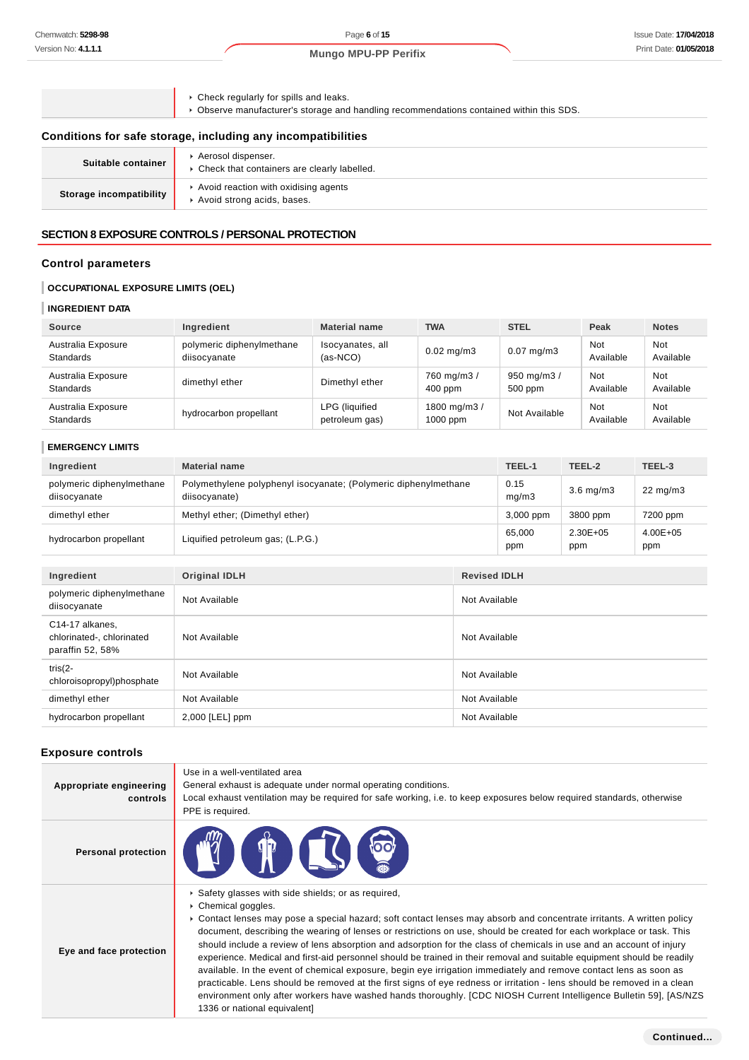| | |
|---|---|
| | ▸ Check regularly for spills and leaks.<br>▸ Observe manufacturer's storage and handling recommendations contained within this SDS. |

### Conditions for safe storage, including any incompatibilities

| | |
|---|---|
| **Suitable container** | ▸ Aerosol dispenser.<br>▸ Check that containers are clearly labelled. |
| **Storage incompatibility** | ▸ Avoid reaction with oxidising agents<br>▸ Avoid strong acids, bases. |

## SECTION 8 EXPOSURE CONTROLS / PERSONAL PROTECTION

### Control parameters

**OCCUPATIONAL EXPOSURE LIMITS (OEL)**

**INGREDIENT DATA**

| Source | Ingredient | Material name | TWA | STEL | Peak | Notes |
|---|---|---|---|---|---|---|
| Australia Exposure Standards | polymeric diphenylmethane diisocyanate | Isocyanates, all (as-NCO) | 0.02 mg/m3 | 0.07 mg/m3 | Not Available | Not Available |
| Australia Exposure Standards | dimethyl ether | Dimethyl ether | 760 mg/m3 / 400 ppm | 950 mg/m3 / 500 ppm | Not Available | Not Available |
| Australia Exposure Standards | hydrocarbon propellant | LPG (liquified petroleum gas) | 1800 mg/m3 / 1000 ppm | Not Available | Not Available | Not Available |

**EMERGENCY LIMITS**

| Ingredient | Material name | TEEL-1 | TEEL-2 | TEEL-3 |
|---|---|---|---|---|
| polymeric diphenylmethane diisocyanate | Polymethylene polyphenyl isocyanate; (Polymeric diphenylmethane diisocyanate) | 0.15 mg/m3 | 3.6 mg/m3 | 22 mg/m3 |
| dimethyl ether | Methyl ether; (Dimethyl ether) | 3,000 ppm | 3800 ppm | 7200 ppm |
| hydrocarbon propellant | Liquified petroleum gas; (L.P.G.) | 65,000 ppm | 2.30E+05 ppm | 4.00E+05 ppm |

| Ingredient | Original IDLH | Revised IDLH |
|---|---|---|
| polymeric diphenylmethane diisocyanate | Not Available | Not Available |
| C14-17 alkanes, chlorinated-, chlorinated paraffin 52, 58% | Not Available | Not Available |
| tris(2-chloroisopropyl)phosphate | Not Available | Not Available |
| dimethyl ether | Not Available | Not Available |
| hydrocarbon propellant | 2,000 [LEL] ppm | Not Available |

### Exposure controls

| | |
|---|---|
| **Appropriate engineering controls** | Use in a well-ventilated area<br>General exhaust is adequate under normal operating conditions.<br>Local exhaust ventilation may be required for safe working, i.e. to keep exposures below required standards, otherwise PPE is required. |
| **Personal protection** | |
| **Eye and face protection** | ▸ Safety glasses with side shields; or as required,<br>▸ Chemical goggles.<br>▸ Contact lenses may pose a special hazard; soft contact lenses may absorb and concentrate irritants. A written policy document, describing the wearing of lenses or restrictions on use, should be created for each workplace or task. This should include a review of lens absorption and adsorption for the class of chemicals in use and an account of injury experience. Medical and first-aid personnel should be trained in their removal and suitable equipment should be readily available. In the event of chemical exposure, begin eye irrigation immediately and remove contact lens as soon as practicable. Lens should be removed at the first signs of eye redness or irritation - lens should be removed in a clean environment only after workers have washed hands thoroughly. [CDC NIOSH Current Intelligence Bulletin 59], [AS/NZS 1336 or national equivalent] |

Continued...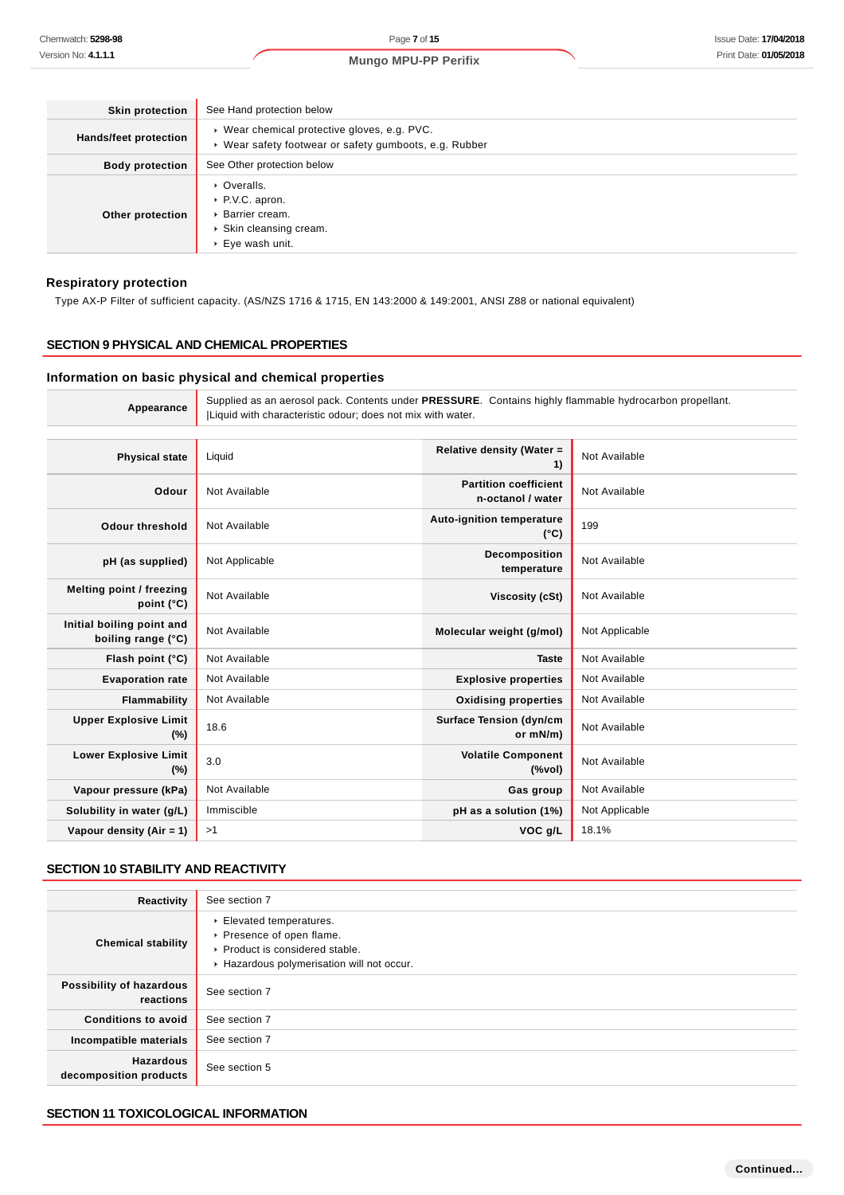| | |
|---|---|
| **Skin protection** | See Hand protection below |
| **Hands/feet protection** | ▸ Wear chemical protective gloves, e.g. PVC.<br>▸ Wear safety footwear or safety gumboots, e.g. Rubber |
| **Body protection** | See Other protection below |
| **Other protection** | ▸ Overalls.<br>▸ P.V.C. apron.<br>▸ Barrier cream.<br>▸ Skin cleansing cream.<br>▸ Eye wash unit. |

### Respiratory protection

Type AX-P Filter of sufficient capacity. (AS/NZS 1716 & 1715, EN 143:2000 & 149:2001, ANSI Z88 or national equivalent)

## SECTION 9 PHYSICAL AND CHEMICAL PROPERTIES

### Information on basic physical and chemical properties

| | |
|---|---|
| **Appearance** | Supplied as an aerosol pack. Contents under **PRESSURE**. Contains highly flammable hydrocarbon propellant.<br>\|Liquid with characteristic odour; does not mix with water. |

| | | | |
|---|---|---|---|
| **Physical state** | Liquid | **Relative density (Water = 1)** | Not Available |
| **Odour** | Not Available | **Partition coefficient n-octanol / water** | Not Available |
| **Odour threshold** | Not Available | **Auto-ignition temperature (°C)** | 199 |
| **pH (as supplied)** | Not Applicable | **Decomposition temperature** | Not Available |
| **Melting point / freezing point (°C)** | Not Available | **Viscosity (cSt)** | Not Available |
| **Initial boiling point and boiling range (°C)** | Not Available | **Molecular weight (g/mol)** | Not Applicable |
| **Flash point (°C)** | Not Available | **Taste** | Not Available |
| **Evaporation rate** | Not Available | **Explosive properties** | Not Available |
| **Flammability** | Not Available | **Oxidising properties** | Not Available |
| **Upper Explosive Limit (%)** | 18.6 | **Surface Tension (dyn/cm or mN/m)** | Not Available |
| **Lower Explosive Limit (%)** | 3.0 | **Volatile Component (%vol)** | Not Available |
| **Vapour pressure (kPa)** | Not Available | **Gas group** | Not Available |
| **Solubility in water (g/L)** | Immiscible | **pH as a solution (1%)** | Not Applicable |
| **Vapour density (Air = 1)** | >1 | **VOC g/L** | 18.1% |

## SECTION 10 STABILITY AND REACTIVITY

| | |
|---|---|
| **Reactivity** | See section 7 |
| **Chemical stability** | ▸ Elevated temperatures.<br>▸ Presence of open flame.<br>▸ Product is considered stable.<br>▸ Hazardous polymerisation will not occur. |
| **Possibility of hazardous reactions** | See section 7 |
| **Conditions to avoid** | See section 7 |
| **Incompatible materials** | See section 7 |
| **Hazardous decomposition products** | See section 5 |

## SECTION 11 TOXICOLOGICAL INFORMATION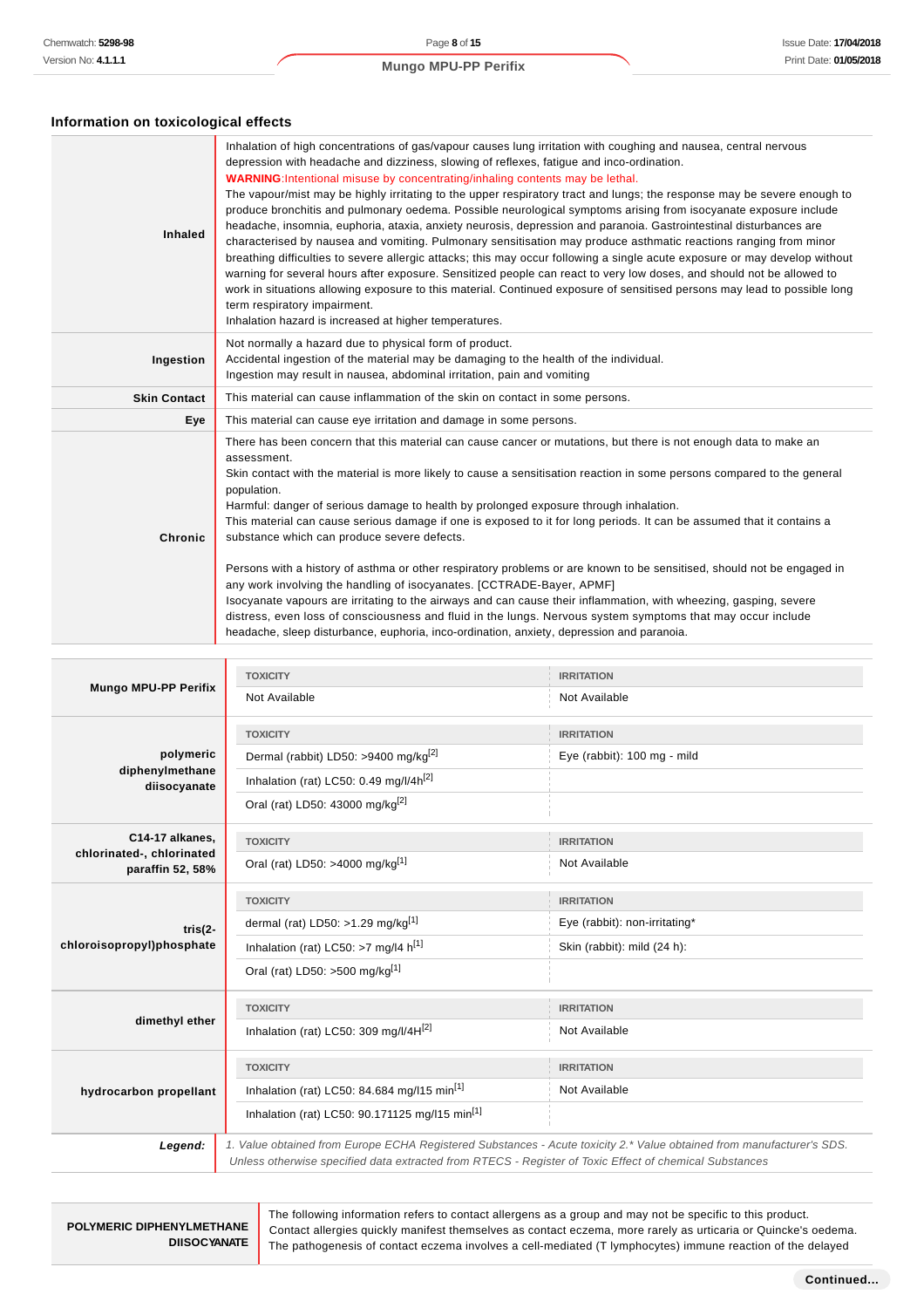## Information on toxicological effects

| | |
|---|---|
| **Inhaled** | Inhalation of high concentrations of gas/vapour causes lung irritation with coughing and nausea, central nervous depression with headache and dizziness, slowing of reflexes, fatigue and inco-ordination.<br>**WARNING**:Intentional misuse by concentrating/inhaling contents may be lethal.<br>The vapour/mist may be highly irritating to the upper respiratory tract and lungs; the response may be severe enough to produce bronchitis and pulmonary oedema. Possible neurological symptoms arising from isocyanate exposure include headache, insomnia, euphoria, ataxia, anxiety neurosis, depression and paranoia. Gastrointestinal disturbances are characterised by nausea and vomiting. Pulmonary sensitisation may produce asthmatic reactions ranging from minor breathing difficulties to severe allergic attacks; this may occur following a single acute exposure or may develop without warning for several hours after exposure. Sensitized people can react to very low doses, and should not be allowed to work in situations allowing exposure to this material. Continued exposure of sensitised persons may lead to possible long term respiratory impairment.<br>Inhalation hazard is increased at higher temperatures. |
| **Ingestion** | Not normally a hazard due to physical form of product.<br>Accidental ingestion of the material may be damaging to the health of the individual.<br>Ingestion may result in nausea, abdominal irritation, pain and vomiting |
| **Skin Contact** | This material can cause inflammation of the skin on contact in some persons. |
| **Eye** | This material can cause eye irritation and damage in some persons. |
| **Chronic** | There has been concern that this material can cause cancer or mutations, but there is not enough data to make an assessment.<br>Skin contact with the material is more likely to cause a sensitisation reaction in some persons compared to the general population.<br>Harmful: danger of serious damage to health by prolonged exposure through inhalation.<br>This material can cause serious damage if one is exposed to it for long periods. It can be assumed that it contains a substance which can produce severe defects.<br><br>Persons with a history of asthma or other respiratory problems or are known to be sensitised, should not be engaged in any work involving the handling of isocyanates. [CCTRADE-Bayer, APMF]<br>Isocyanate vapours are irritating to the airways and can cause their inflammation, with wheezing, gasping, severe distress, even loss of consciousness and fluid in the lungs. Nervous system symptoms that may occur include headache, sleep disturbance, euphoria, inco-ordination, anxiety, depression and paranoia. |

| | TOXICITY | IRRITATION |
|---|---|---|
| **Mungo MPU-PP Perifix** | Not Available | Not Available |
| **polymeric diphenylmethane diisocyanate** | Dermal (rabbit) LD50: >9400 mg/kg[2] | Eye (rabbit): 100 mg - mild |
| | Inhalation (rat) LC50: 0.49 mg/l/4h[2] | |
| | Oral (rat) LD50: 43000 mg/kg[2] | |
| **C14-17 alkanes, chlorinated-, chlorinated paraffin 52, 58%** | Oral (rat) LD50: >4000 mg/kg[1] | Not Available |
| **tris(2-chloroisopropyl)phosphate** | dermal (rat) LD50: >1.29 mg/kg[1] | Eye (rabbit): non-irritating* |
| | Inhalation (rat) LC50: >7 mg/l4 h[1] | Skin (rabbit): mild (24 h): |
| | Oral (rat) LD50: >500 mg/kg[1] | |
| **dimethyl ether** | Inhalation (rat) LC50: 309 mg/l/4H[2] | Not Available |
| **hydrocarbon propellant** | Inhalation (rat) LC50: 84.684 mg/l15 min[1] | Not Available |
| | Inhalation (rat) LC50: 90.171125 mg/l15 min[1] | |
| ***Legend:*** | *1. Value obtained from Europe ECHA Registered Substances - Acute toxicity 2.\* Value obtained from manufacturer's SDS. Unless otherwise specified data extracted from RTECS - Register of Toxic Effect of chemical Substances* | |

| | |
|---|---|
| **POLYMERIC DIPHENYLMETHANE DIISOCYANATE** | The following information refers to contact allergens as a group and may not be specific to this product.<br>Contact allergies quickly manifest themselves as contact eczema, more rarely as urticaria or Quincke's oedema. The pathogenesis of contact eczema involves a cell-mediated (T lymphocytes) immune reaction of the delayed |

**Continued...**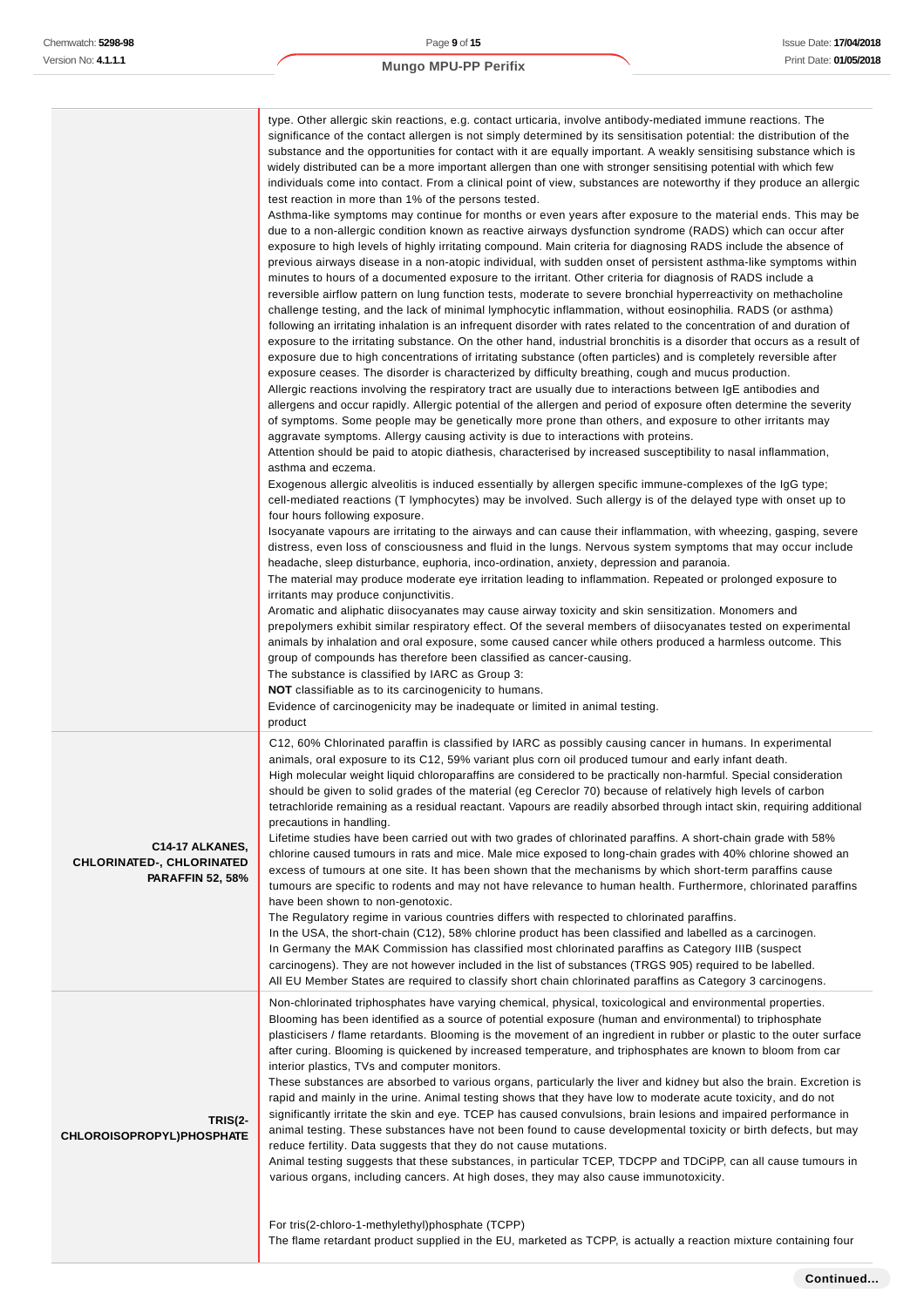| | |
|---|---|
| | type. Other allergic skin reactions, e.g. contact urticaria, involve antibody-mediated immune reactions. The significance of the contact allergen is not simply determined by its sensitisation potential: the distribution of the substance and the opportunities for contact with it are equally important. A weakly sensitising substance which is widely distributed can be a more important allergen than one with stronger sensitising potential with which few individuals come into contact. From a clinical point of view, substances are noteworthy if they produce an allergic test reaction in more than 1% of the persons tested.<br>Asthma-like symptoms may continue for months or even years after exposure to the material ends. This may be due to a non-allergic condition known as reactive airways dysfunction syndrome (RADS) which can occur after exposure to high levels of highly irritating compound. Main criteria for diagnosing RADS include the absence of previous airways disease in a non-atopic individual, with sudden onset of persistent asthma-like symptoms within minutes to hours of a documented exposure to the irritant. Other criteria for diagnosis of RADS include a reversible airflow pattern on lung function tests, moderate to severe bronchial hyperreactivity on methacholine challenge testing, and the lack of minimal lymphocytic inflammation, without eosinophilia. RADS (or asthma) following an irritating inhalation is an infrequent disorder with rates related to the concentration of and duration of exposure to the irritating substance. On the other hand, industrial bronchitis is a disorder that occurs as a result of exposure due to high concentrations of irritating substance (often particles) and is completely reversible after exposure ceases. The disorder is characterized by difficulty breathing, cough and mucus production.<br>Allergic reactions involving the respiratory tract are usually due to interactions between IgE antibodies and allergens and occur rapidly. Allergic potential of the allergen and period of exposure often determine the severity of symptoms. Some people may be genetically more prone than others, and exposure to other irritants may aggravate symptoms. Allergy causing activity is due to interactions with proteins.<br>Attention should be paid to atopic diathesis, characterised by increased susceptibility to nasal inflammation, asthma and eczema.<br>Exogenous allergic alveolitis is induced essentially by allergen specific immune-complexes of the IgG type; cell-mediated reactions (T lymphocytes) may be involved. Such allergy is of the delayed type with onset up to four hours following exposure.<br>Isocyanate vapours are irritating to the airways and can cause their inflammation, with wheezing, gasping, severe distress, even loss of consciousness and fluid in the lungs. Nervous system symptoms that may occur include headache, sleep disturbance, euphoria, inco-ordination, anxiety, depression and paranoia.<br>The material may produce moderate eye irritation leading to inflammation. Repeated or prolonged exposure to irritants may produce conjunctivitis.<br>Aromatic and aliphatic diisocyanates may cause airway toxicity and skin sensitization. Monomers and prepolymers exhibit similar respiratory effect. Of the several members of diisocyanates tested on experimental animals by inhalation and oral exposure, some caused cancer while others produced a harmless outcome. This group of compounds has therefore been classified as cancer-causing.<br>The substance is classified by IARC as Group 3:<br>**NOT** classifiable as to its carcinogenicity to humans.<br>Evidence of carcinogenicity may be inadequate or limited in animal testing.<br>product |
| **C14-17 ALKANES, CHLORINATED-, CHLORINATED PARAFFIN 52, 58%** | C12, 60% Chlorinated paraffin is classified by IARC as possibly causing cancer in humans. In experimental animals, oral exposure to its C12, 59% variant plus corn oil produced tumour and early infant death.<br>High molecular weight liquid chloroparaffins are considered to be practically non-harmful. Special consideration should be given to solid grades of the material (eg Cereclor 70) because of relatively high levels of carbon tetrachloride remaining as a residual reactant. Vapours are readily absorbed through intact skin, requiring additional precautions in handling.<br>Lifetime studies have been carried out with two grades of chlorinated paraffins. A short-chain grade with 58% chlorine caused tumours in rats and mice. Male mice exposed to long-chain grades with 40% chlorine showed an excess of tumours at one site. It has been shown that the mechanisms by which short-term paraffins cause tumours are specific to rodents and may not have relevance to human health. Furthermore, chlorinated paraffins have been shown to non-genotoxic.<br>The Regulatory regime in various countries differs with respected to chlorinated paraffins.<br>In the USA, the short-chain (C12), 58% chlorine product has been classified and labelled as a carcinogen.<br>In Germany the MAK Commission has classified most chlorinated paraffins as Category IIIB (suspect carcinogens). They are not however included in the list of substances (TRGS 905) required to be labelled.<br>All EU Member States are required to classify short chain chlorinated paraffins as Category 3 carcinogens. |
| **TRIS(2-CHLOROISOPROPYL)PHOSPHATE** | Non-chlorinated triphosphates have varying chemical, physical, toxicological and environmental properties.<br>Blooming has been identified as a source of potential exposure (human and environmental) to triphosphate plasticisers / flame retardants. Blooming is the movement of an ingredient in rubber or plastic to the outer surface after curing. Blooming is quickened by increased temperature, and triphosphates are known to bloom from car interior plastics, TVs and computer monitors.<br>These substances are absorbed to various organs, particularly the liver and kidney but also the brain. Excretion is rapid and mainly in the urine. Animal testing shows that they have low to moderate acute toxicity, and do not significantly irritate the skin and eye. TCEP has caused convulsions, brain lesions and impaired performance in animal testing. These substances have not been found to cause developmental toxicity or birth defects, but may reduce fertility. Data suggests that they do not cause mutations.<br>Animal testing suggests that these substances, in particular TCEP, TDCPP and TDCiPP, can all cause tumours in various organs, including cancers. At high doses, they may also cause immunotoxicity.<br><br>For tris(2-chloro-1-methylethyl)phosphate (TCPP)<br>The flame retardant product supplied in the EU, marketed as TCPP, is actually a reaction mixture containing four |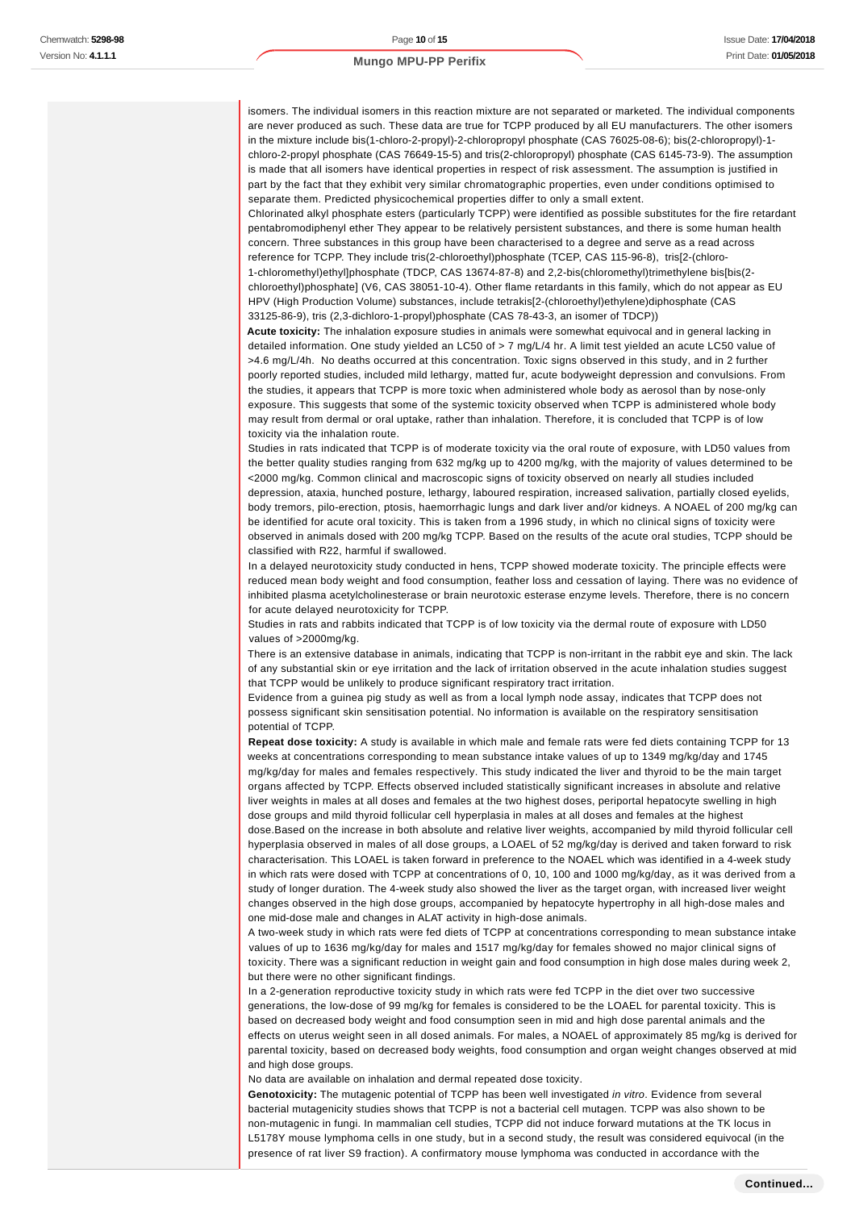isomers. The individual isomers in this reaction mixture are not separated or marketed. The individual components are never produced as such. These data are true for TCPP produced by all EU manufacturers. The other isomers in the mixture include bis(1-chloro-2-propyl)-2-chloropropyl phosphate (CAS 76025-08-6); bis(2-chloropropyl)-1-chloro-2-propyl phosphate (CAS 76649-15-5) and tris(2-chloropropyl) phosphate (CAS 6145-73-9). The assumption is made that all isomers have identical properties in respect of risk assessment. The assumption is justified in part by the fact that they exhibit very similar chromatographic properties, even under conditions optimised to separate them. Predicted physicochemical properties differ to only a small extent.

Chlorinated alkyl phosphate esters (particularly TCPP) were identified as possible substitutes for the fire retardant pentabromodiphenyl ether They appear to be relatively persistent substances, and there is some human health concern. Three substances in this group have been characterised to a degree and serve as a read across reference for TCPP. They include tris(2-chloroethyl)phosphate (TCEP, CAS 115-96-8), tris[2-(chloro-1-chloromethyl)ethyl]phosphate (TDCP, CAS 13674-87-8) and 2,2-bis(chloromethyl)trimethylene bis[bis(2-chloroethyl)phosphate] (V6, CAS 38051-10-4). Other flame retardants in this family, which do not appear as EU HPV (High Production Volume) substances, include tetrakis[2-(chloroethyl)ethylene)diphosphate (CAS 33125-86-9), tris (2,3-dichloro-1-propyl)phosphate (CAS 78-43-3, an isomer of TDCP))

**Acute toxicity:** The inhalation exposure studies in animals were somewhat equivocal and in general lacking in detailed information. One study yielded an LC50 of > 7 mg/L/4 hr. A limit test yielded an acute LC50 value of >4.6 mg/L/4h. No deaths occurred at this concentration. Toxic signs observed in this study, and in 2 further poorly reported studies, included mild lethargy, matted fur, acute bodyweight depression and convulsions. From the studies, it appears that TCPP is more toxic when administered whole body as aerosol than by nose-only exposure. This suggests that some of the systemic toxicity observed when TCPP is administered whole body may result from dermal or oral uptake, rather than inhalation. Therefore, it is concluded that TCPP is of low toxicity via the inhalation route.

Studies in rats indicated that TCPP is of moderate toxicity via the oral route of exposure, with LD50 values from the better quality studies ranging from 632 mg/kg up to 4200 mg/kg, with the majority of values determined to be <2000 mg/kg. Common clinical and macroscopic signs of toxicity observed on nearly all studies included depression, ataxia, hunched posture, lethargy, laboured respiration, increased salivation, partially closed eyelids, body tremors, pilo-erection, ptosis, haemorrhagic lungs and dark liver and/or kidneys. A NOAEL of 200 mg/kg can be identified for acute oral toxicity. This is taken from a 1996 study, in which no clinical signs of toxicity were observed in animals dosed with 200 mg/kg TCPP. Based on the results of the acute oral studies, TCPP should be classified with R22, harmful if swallowed.

In a delayed neurotoxicity study conducted in hens, TCPP showed moderate toxicity. The principle effects were reduced mean body weight and food consumption, feather loss and cessation of laying. There was no evidence of inhibited plasma acetylcholinesterase or brain neurotoxic esterase enzyme levels. Therefore, there is no concern for acute delayed neurotoxicity for TCPP.

Studies in rats and rabbits indicated that TCPP is of low toxicity via the dermal route of exposure with LD50 values of >2000mg/kg.

There is an extensive database in animals, indicating that TCPP is non-irritant in the rabbit eye and skin. The lack of any substantial skin or eye irritation and the lack of irritation observed in the acute inhalation studies suggest that TCPP would be unlikely to produce significant respiratory tract irritation.

Evidence from a guinea pig study as well as from a local lymph node assay, indicates that TCPP does not possess significant skin sensitisation potential. No information is available on the respiratory sensitisation potential of TCPP.

**Repeat dose toxicity:** A study is available in which male and female rats were fed diets containing TCPP for 13 weeks at concentrations corresponding to mean substance intake values of up to 1349 mg/kg/day and 1745 mg/kg/day for males and females respectively. This study indicated the liver and thyroid to be the main target organs affected by TCPP. Effects observed included statistically significant increases in absolute and relative liver weights in males at all doses and females at the two highest doses, periportal hepatocyte swelling in high dose groups and mild thyroid follicular cell hyperplasia in males at all doses and females at the highest dose.Based on the increase in both absolute and relative liver weights, accompanied by mild thyroid follicular cell hyperplasia observed in males of all dose groups, a LOAEL of 52 mg/kg/day is derived and taken forward to risk characterisation. This LOAEL is taken forward in preference to the NOAEL which was identified in a 4-week study in which rats were dosed with TCPP at concentrations of 0, 10, 100 and 1000 mg/kg/day, as it was derived from a study of longer duration. The 4-week study also showed the liver as the target organ, with increased liver weight changes observed in the high dose groups, accompanied by hepatocyte hypertrophy in all high-dose males and one mid-dose male and changes in ALAT activity in high-dose animals.

A two-week study in which rats were fed diets of TCPP at concentrations corresponding to mean substance intake values of up to 1636 mg/kg/day for males and 1517 mg/kg/day for females showed no major clinical signs of toxicity. There was a significant reduction in weight gain and food consumption in high dose males during week 2, but there were no other significant findings.

In a 2-generation reproductive toxicity study in which rats were fed TCPP in the diet over two successive generations, the low-dose of 99 mg/kg for females is considered to be the LOAEL for parental toxicity. This is based on decreased body weight and food consumption seen in mid and high dose parental animals and the effects on uterus weight seen in all dosed animals. For males, a NOAEL of approximately 85 mg/kg is derived for parental toxicity, based on decreased body weights, food consumption and organ weight changes observed at mid and high dose groups.

No data are available on inhalation and dermal repeated dose toxicity.

**Genotoxicity:** The mutagenic potential of TCPP has been well investigated *in vitro*. Evidence from several bacterial mutagenicity studies shows that TCPP is not a bacterial cell mutagen. TCPP was also shown to be non-mutagenic in fungi. In mammalian cell studies, TCPP did not induce forward mutations at the TK locus in L5178Y mouse lymphoma cells in one study, but in a second study, the result was considered equivocal (in the presence of rat liver S9 fraction). A confirmatory mouse lymphoma was conducted in accordance with the

**Continued...**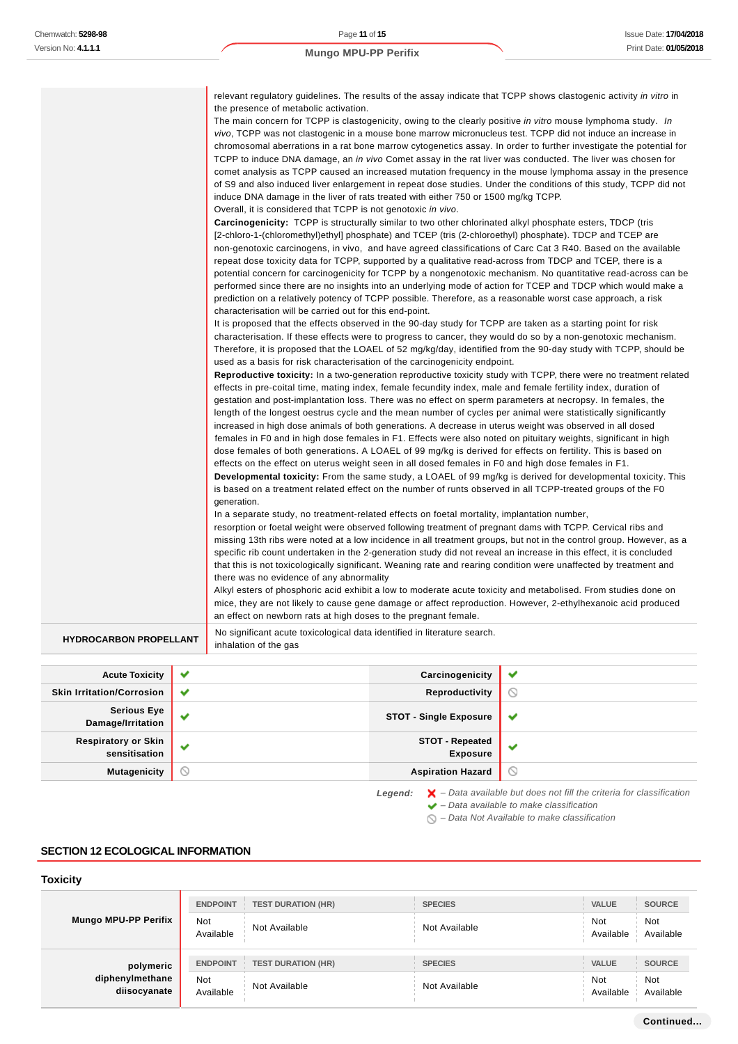| | |
|---|---|
| | relevant regulatory guidelines. The results of the assay indicate that TCPP shows clastogenic activity *in vitro* in the presence of metabolic activation.<br>The main concern for TCPP is clastogenicity, owing to the clearly positive *in vitro* mouse lymphoma study. *In vivo*, TCPP was not clastogenic in a mouse bone marrow micronucleus test. TCPP did not induce an increase in chromosomal aberrations in a rat bone marrow cytogenetics assay. In order to further investigate the potential for TCPP to induce DNA damage, an *in vivo* Comet assay in the rat liver was conducted. The liver was chosen for comet analysis as TCPP caused an increased mutation frequency in the mouse lymphoma assay in the presence of S9 and also induced liver enlargement in repeat dose studies. Under the conditions of this study, TCPP did not induce DNA damage in the liver of rats treated with either 750 or 1500 mg/kg TCPP.<br>Overall, it is considered that TCPP is not genotoxic *in vivo*.<br>**Carcinogenicity:** TCPP is structurally similar to two other chlorinated alkyl phosphate esters, TDCP (tris [2-chloro-1-(chloromethyl)ethyl] phosphate) and TCEP (tris (2-chloroethyl) phosphate). TDCP and TCEP are non-genotoxic carcinogens, in vivo, and have agreed classifications of Carc Cat 3 R40. Based on the available repeat dose toxicity data for TCPP, supported by a qualitative read-across from TDCP and TCEP, there is a potential concern for carcinogenicity for TCPP by a nongenotoxic mechanism. No quantitative read-across can be performed since there are no insights into an underlying mode of action for TCEP and TDCP which would make a prediction on a relatively potency of TCPP possible. Therefore, as a reasonable worst case approach, a risk characterisation will be carried out for this end-point.<br>It is proposed that the effects observed in the 90-day study for TCPP are taken as a starting point for risk characterisation. If these effects were to progress to cancer, they would do so by a non-genotoxic mechanism. Therefore, it is proposed that the LOAEL of 52 mg/kg/day, identified from the 90-day study with TCPP, should be used as a basis for risk characterisation of the carcinogenicity endpoint.<br>**Reproductive toxicity:** In a two-generation reproductive toxicity study with TCPP, there were no treatment related effects in pre-coital time, mating index, female fecundity index, male and female fertility index, duration of gestation and post-implantation loss. There was no effect on sperm parameters at necropsy. In females, the length of the longest oestrus cycle and the mean number of cycles per animal were statistically significantly increased in high dose animals of both generations. A decrease in uterus weight was observed in all dosed females in F0 and in high dose females in F1. Effects were also noted on pituitary weights, significant in high dose females of both generations. A LOAEL of 99 mg/kg is derived for effects on fertility. This is based on effects on the effect on uterus weight seen in all dosed females in F0 and high dose females in F1.<br>**Developmental toxicity:** From the same study, a LOAEL of 99 mg/kg is derived for developmental toxicity. This is based on a treatment related effect on the number of runts observed in all TCPP-treated groups of the F0 generation.<br>In a separate study, no treatment-related effects on foetal mortality, implantation number, resorption or foetal weight were observed following treatment of pregnant dams with TCPP. Cervical ribs and missing 13th ribs were noted at a low incidence in all treatment groups, but not in the control group. However, as a specific rib count undertaken in the 2-generation study did not reveal an increase in this effect, it is concluded that this is not toxicologically significant. Weaning rate and rearing condition were unaffected by treatment and there was no evidence of any abnormality<br>Alkyl esters of phosphoric acid exhibit a low to moderate acute toxicity and metabolised. From studies done on mice, they are not likely to cause gene damage or affect reproduction. However, 2-ethylhexanoic acid produced an effect on newborn rats at high doses to the pregnant female. |
| **HYDROCARBON PROPELLANT** | No significant acute toxicological data identified in literature search.<br>inhalation of the gas |

| | | | |
|---|---|---|---|
| **Acute Toxicity** | ✔ | **Carcinogenicity** | ✔ |
| **Skin Irritation/Corrosion** | ✔ | **Reproductivity** | ⃠ |
| **Serious Eye Damage/Irritation** | ✔ | **STOT - Single Exposure** | ✔ |
| **Respiratory or Skin sensitisation** | ✔ | **STOT - Repeated Exposure** | ✔ |
| **Mutagenicity** | ⃠ | **Aspiration Hazard** | ⃠ |

***Legend:***
- ✘ – *Data available but does not fill the criteria for classification*
- ✔ – *Data available to make classification*
- ⃠ – *Data Not Available to make classification*

## SECTION 12 ECOLOGICAL INFORMATION

### Toxicity

| | ENDPOINT | TEST DURATION (HR) | SPECIES | VALUE | SOURCE |
|---|---|---|---|---|---|
| **Mungo MPU-PP Perifix** | Not Available | Not Available | Not Available | Not Available | Not Available |

| | ENDPOINT | TEST DURATION (HR) | SPECIES | VALUE | SOURCE |
|---|---|---|---|---|---|
| **polymeric diphenylmethane diisocyanate** | Not Available | Not Available | Not Available | Not Available | Not Available |

**Continued...**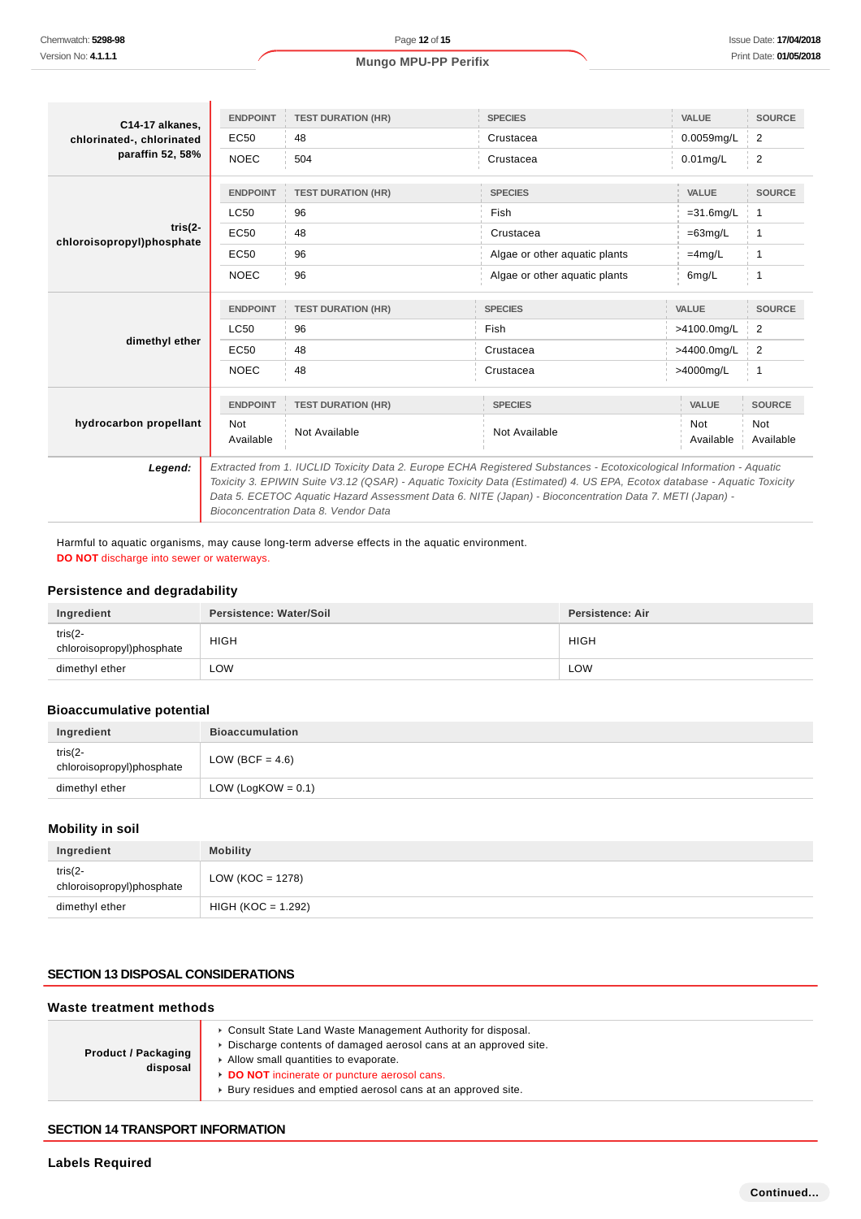| | ENDPOINT | TEST DURATION (HR) | SPECIES | VALUE | SOURCE |
|---|---|---|---|---|---|
| **C14-17 alkanes, chlorinated-, chlorinated paraffin 52, 58%** | EC50 | 48 | Crustacea | 0.0059mg/L | 2 |
| | NOEC | 504 | Crustacea | 0.01mg/L | 2 |

| | ENDPOINT | TEST DURATION (HR) | SPECIES | VALUE | SOURCE |
|---|---|---|---|---|---|
| **tris(2-chloroisopropyl)phosphate** | LC50 | 96 | Fish | =31.6mg/L | 1 |
| | EC50 | 48 | Crustacea | =63mg/L | 1 |
| | EC50 | 96 | Algae or other aquatic plants | =4mg/L | 1 |
| | NOEC | 96 | Algae or other aquatic plants | 6mg/L | 1 |

| | ENDPOINT | TEST DURATION (HR) | SPECIES | VALUE | SOURCE |
|---|---|---|---|---|---|
| **dimethyl ether** | LC50 | 96 | Fish | >4100.0mg/L | 2 |
| | EC50 | 48 | Crustacea | >4400.0mg/L | 2 |
| | NOEC | 48 | Crustacea | >4000mg/L | 1 |

| | ENDPOINT | TEST DURATION (HR) | SPECIES | VALUE | SOURCE |
|---|---|---|---|---|---|
| **hydrocarbon propellant** | Not Available | Not Available | Not Available | Not Available | Not Available |

***Legend:*** *Extracted from 1. IUCLID Toxicity Data 2. Europe ECHA Registered Substances - Ecotoxicological Information - Aquatic Toxicity 3. EPIWIN Suite V3.12 (QSAR) - Aquatic Toxicity Data (Estimated) 4. US EPA, Ecotox database - Aquatic Toxicity Data 5. ECETOC Aquatic Hazard Assessment Data 6. NITE (Japan) - Bioconcentration Data 7. METI (Japan) - Bioconcentration Data 8. Vendor Data*

Harmful to aquatic organisms, may cause long-term adverse effects in the aquatic environment.
**DO NOT** discharge into sewer or waterways.

### Persistence and degradability

| Ingredient | Persistence: Water/Soil | Persistence: Air |
|---|---|---|
| tris(2-chloroisopropyl)phosphate | HIGH | HIGH |
| dimethyl ether | LOW | LOW |

### Bioaccumulative potential

| Ingredient | Bioaccumulation |
|---|---|
| tris(2-chloroisopropyl)phosphate | LOW (BCF = 4.6) |
| dimethyl ether | LOW (LogKOW = 0.1) |

### Mobility in soil

| Ingredient | Mobility |
|---|---|
| tris(2-chloroisopropyl)phosphate | LOW (KOC = 1278) |
| dimethyl ether | HIGH (KOC = 1.292) |

## SECTION 13 DISPOSAL CONSIDERATIONS

### Waste treatment methods

| | |
|---|---|
| **Product / Packaging disposal** | ▸ Consult State Land Waste Management Authority for disposal.<br>▸ Discharge contents of damaged aerosol cans at an approved site.<br>▸ Allow small quantities to evaporate.<br>▸ **DO NOT** incinerate or puncture aerosol cans.<br>▸ Bury residues and emptied aerosol cans at an approved site. |

## SECTION 14 TRANSPORT INFORMATION

### Labels Required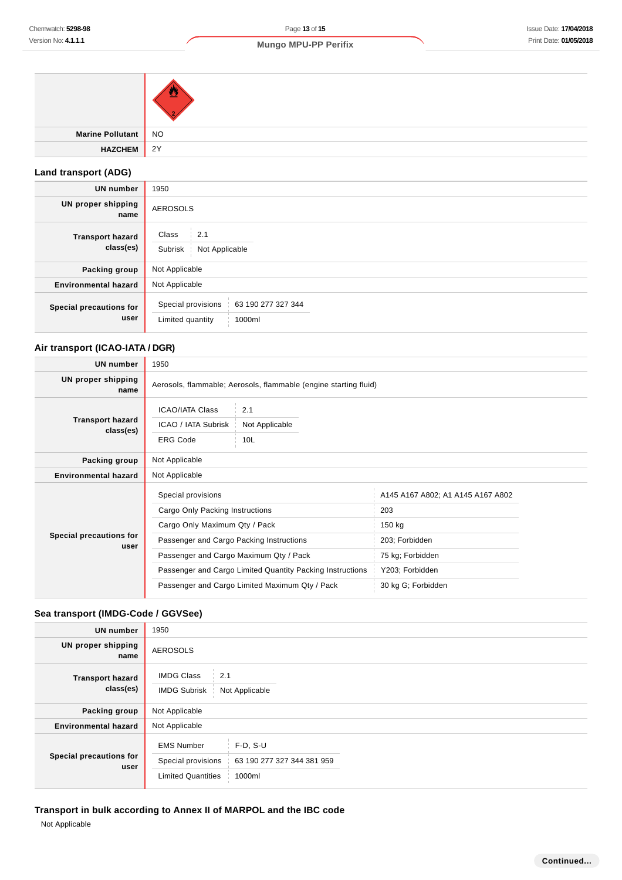| | |
|---|---|
| | |
| **Marine Pollutant** | NO |
| **HAZCHEM** | 2Y |

### Land transport (ADG)

| | |
|---|---|
| **UN number** | 1950 |
| **UN proper shipping name** | AEROSOLS |
| **Transport hazard class(es)** | Class: 2.1<br>Subrisk: Not Applicable |
| **Packing group** | Not Applicable |
| **Environmental hazard** | Not Applicable |
| **Special precautions for user** | Special provisions: 63 190 277 327 344<br>Limited quantity: 1000ml |

### Air transport (ICAO-IATA / DGR)

| | |
|---|---|
| **UN number** | 1950 |
| **UN proper shipping name** | Aerosols, flammable; Aerosols, flammable (engine starting fluid) |
| **Transport hazard class(es)** | ICAO/IATA Class: 2.1<br>ICAO / IATA Subrisk: Not Applicable<br>ERG Code: 10L |
| **Packing group** | Not Applicable |
| **Environmental hazard** | Not Applicable |
| **Special precautions for user** | Special provisions: A145 A167 A802; A1 A145 A167 A802<br>Cargo Only Packing Instructions: 203<br>Cargo Only Maximum Qty / Pack: 150 kg<br>Passenger and Cargo Packing Instructions: 203; Forbidden<br>Passenger and Cargo Maximum Qty / Pack: 75 kg; Forbidden<br>Passenger and Cargo Limited Quantity Packing Instructions: Y203; Forbidden<br>Passenger and Cargo Limited Maximum Qty / Pack: 30 kg G; Forbidden |

### Sea transport (IMDG-Code / GGVSee)

| | |
|---|---|
| **UN number** | 1950 |
| **UN proper shipping name** | AEROSOLS |
| **Transport hazard class(es)** | IMDG Class: 2.1<br>IMDG Subrisk: Not Applicable |
| **Packing group** | Not Applicable |
| **Environmental hazard** | Not Applicable |
| **Special precautions for user** | EMS Number: F-D, S-U<br>Special provisions: 63 190 277 327 344 381 959<br>Limited Quantities: 1000ml |

### Transport in bulk according to Annex II of MARPOL and the IBC code

Not Applicable

**Continued...**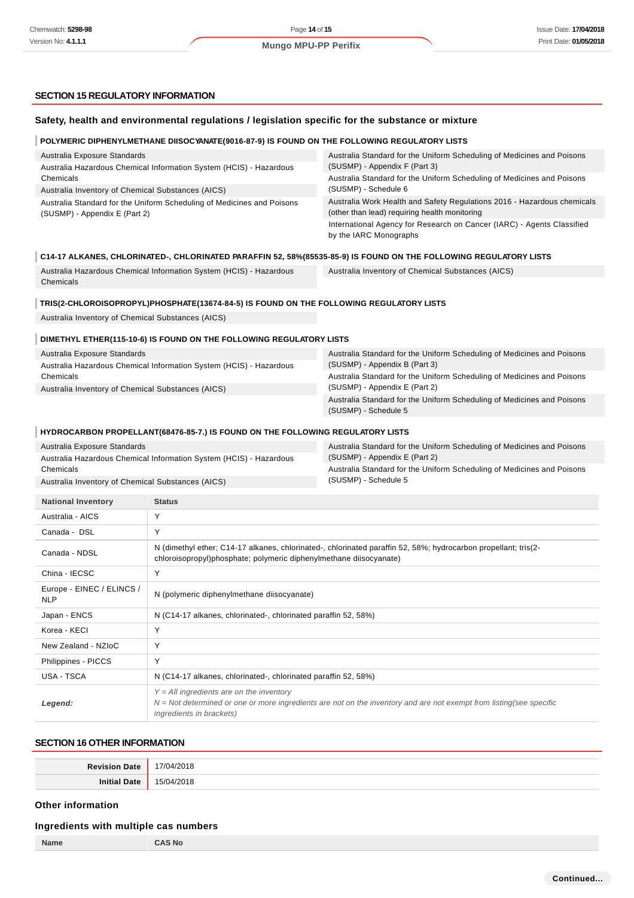## SECTION 15 REGULATORY INFORMATION

### Safety, health and environmental regulations / legislation specific for the substance or mixture

**POLYMERIC DIPHENYLMETHANE DIISOCYANATE(9016-87-9) IS FOUND ON THE FOLLOWING REGULATORY LISTS**

| | |
|---|---|
| Australia Exposure Standards | Australia Standard for the Uniform Scheduling of Medicines and Poisons (SUSMP) - Appendix F (Part 3) |
| Australia Hazardous Chemical Information System (HCIS) - Hazardous Chemicals | Australia Standard for the Uniform Scheduling of Medicines and Poisons (SUSMP) - Schedule 6 |
| Australia Inventory of Chemical Substances (AICS) | Australia Work Health and Safety Regulations 2016 - Hazardous chemicals (other than lead) requiring health monitoring |
| Australia Standard for the Uniform Scheduling of Medicines and Poisons (SUSMP) - Appendix E (Part 2) | International Agency for Research on Cancer (IARC) - Agents Classified by the IARC Monographs |

**C14-17 ALKANES, CHLORINATED-, CHLORINATED PARAFFIN 52, 58%(85535-85-9) IS FOUND ON THE FOLLOWING REGULATORY LISTS**

| | |
|---|---|
| Australia Hazardous Chemical Information System (HCIS) - Hazardous Chemicals | Australia Inventory of Chemical Substances (AICS) |

**TRIS(2-CHLOROISOPROPYL)PHOSPHATE(13674-84-5) IS FOUND ON THE FOLLOWING REGULATORY LISTS**

Australia Inventory of Chemical Substances (AICS)

**DIMETHYL ETHER(115-10-6) IS FOUND ON THE FOLLOWING REGULATORY LISTS**

| | |
|---|---|
| Australia Exposure Standards | Australia Standard for the Uniform Scheduling of Medicines and Poisons (SUSMP) - Appendix B (Part 3) |
| Australia Hazardous Chemical Information System (HCIS) - Hazardous Chemicals | Australia Standard for the Uniform Scheduling of Medicines and Poisons (SUSMP) - Appendix E (Part 2) |
| Australia Inventory of Chemical Substances (AICS) | Australia Standard for the Uniform Scheduling of Medicines and Poisons (SUSMP) - Schedule 5 |

**HYDROCARBON PROPELLANT(68476-85-7.) IS FOUND ON THE FOLLOWING REGULATORY LISTS**

| | |
|---|---|
| Australia Exposure Standards | Australia Standard for the Uniform Scheduling of Medicines and Poisons (SUSMP) - Appendix E (Part 2) |
| Australia Hazardous Chemical Information System (HCIS) - Hazardous Chemicals | Australia Standard for the Uniform Scheduling of Medicines and Poisons (SUSMP) - Schedule 5 |
| Australia Inventory of Chemical Substances (AICS) | |

| National Inventory | Status |
|---|---|
| Australia - AICS | Y |
| Canada - DSL | Y |
| Canada - NDSL | N (dimethyl ether; C14-17 alkanes, chlorinated-, chlorinated paraffin 52, 58%; hydrocarbon propellant; tris(2-chloroisopropyl)phosphate; polymeric diphenylmethane diisocyanate) |
| China - IECSC | Y |
| Europe - EINEC / ELINCS / NLP | N (polymeric diphenylmethane diisocyanate) |
| Japan - ENCS | N (C14-17 alkanes, chlorinated-, chlorinated paraffin 52, 58%) |
| Korea - KECI | Y |
| New Zealand - NZIoC | Y |
| Philippines - PICCS | Y |
| USA - TSCA | N (C14-17 alkanes, chlorinated-, chlorinated paraffin 52, 58%) |
| ***Legend:*** | *Y = All ingredients are on the inventory*<br>*N = Not determined or one or more ingredients are not on the inventory and are not exempt from listing(see specific ingredients in brackets)* |

## SECTION 16 OTHER INFORMATION

| | |
|---|---|
| **Revision Date** | 17/04/2018 |
| **Initial Date** | 15/04/2018 |

### Other information

### Ingredients with multiple cas numbers

| Name | CAS No |
|---|---|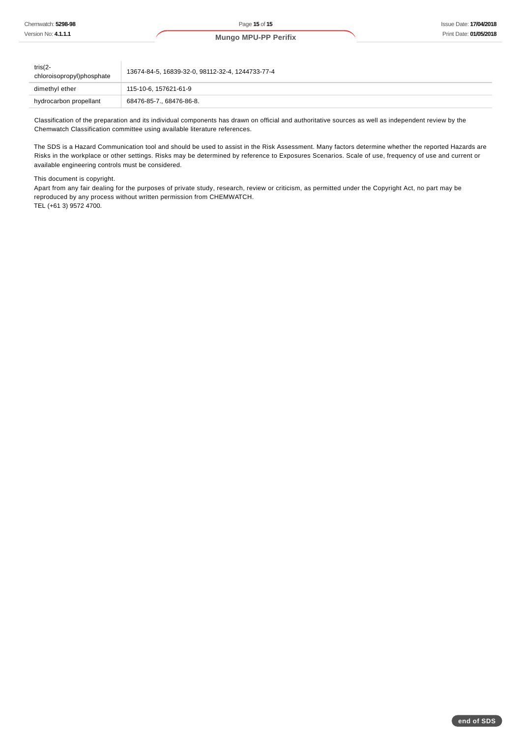| | |
|---|---|
| tris(2-chloroisopropyl)phosphate | 13674-84-5, 16839-32-0, 98112-32-4, 1244733-77-4 |
| dimethyl ether | 115-10-6, 157621-61-9 |
| hydrocarbon propellant | 68476-85-7., 68476-86-8. |

Classification of the preparation and its individual components has drawn on official and authoritative sources as well as independent review by the Chemwatch Classification committee using available literature references.

The SDS is a Hazard Communication tool and should be used to assist in the Risk Assessment. Many factors determine whether the reported Hazards are Risks in the workplace or other settings. Risks may be determined by reference to Exposures Scenarios. Scale of use, frequency of use and current or available engineering controls must be considered.

This document is copyright.
Apart from any fair dealing for the purposes of private study, research, review or criticism, as permitted under the Copyright Act, no part may be reproduced by any process without written permission from CHEMWATCH.
TEL (+61 3) 9572 4700.

**end of SDS**